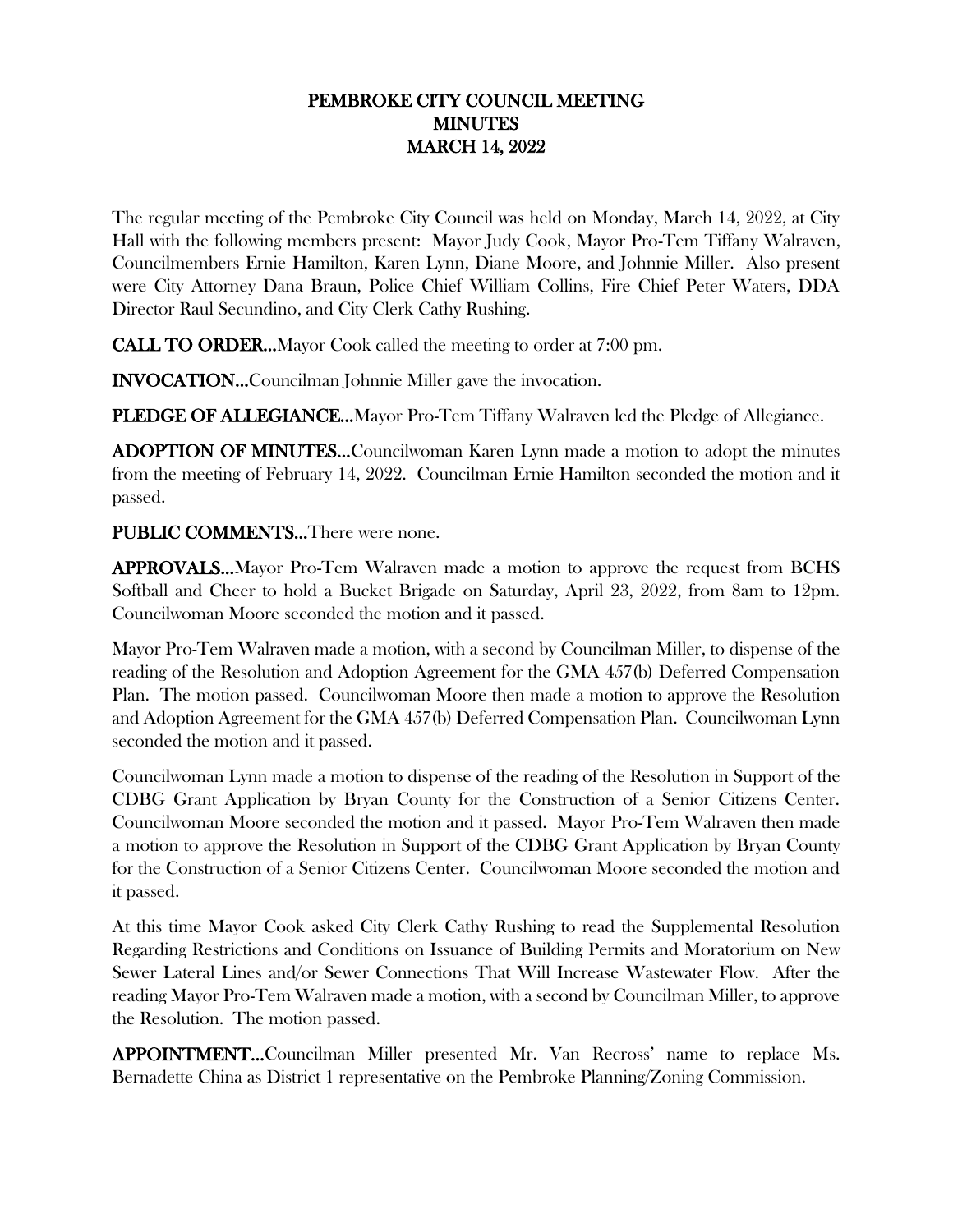# PEMBROKE CITY COUNCIL MEETING
# MINUTES
# MARCH 14, 2022

The regular meeting of the Pembroke City Council was held on Monday, March 14, 2022, at City Hall with the following members present: Mayor Judy Cook, Mayor Pro-Tem Tiffany Walraven, Councilmembers Ernie Hamilton, Karen Lynn, Diane Moore, and Johnnie Miller. Also present were City Attorney Dana Braun, Police Chief William Collins, Fire Chief Peter Waters, DDA Director Raul Secundino, and City Clerk Cathy Rushing.

**CALL TO ORDER…**Mayor Cook called the meeting to order at 7:00 pm.

**INVOCATION…**Councilman Johnnie Miller gave the invocation.

**PLEDGE OF ALLEGIANCE…**Mayor Pro-Tem Tiffany Walraven led the Pledge of Allegiance.

**ADOPTION OF MINUTES…**Councilwoman Karen Lynn made a motion to adopt the minutes from the meeting of February 14, 2022. Councilman Ernie Hamilton seconded the motion and it passed.

**PUBLIC COMMENTS…**There were none.

**APPROVALS…**Mayor Pro-Tem Walraven made a motion to approve the request from BCHS Softball and Cheer to hold a Bucket Brigade on Saturday, April 23, 2022, from 8am to 12pm. Councilwoman Moore seconded the motion and it passed.

Mayor Pro-Tem Walraven made a motion, with a second by Councilman Miller, to dispense of the reading of the Resolution and Adoption Agreement for the GMA 457(b) Deferred Compensation Plan. The motion passed. Councilwoman Moore then made a motion to approve the Resolution and Adoption Agreement for the GMA 457(b) Deferred Compensation Plan. Councilwoman Lynn seconded the motion and it passed.

Councilwoman Lynn made a motion to dispense of the reading of the Resolution in Support of the CDBG Grant Application by Bryan County for the Construction of a Senior Citizens Center. Councilwoman Moore seconded the motion and it passed. Mayor Pro-Tem Walraven then made a motion to approve the Resolution in Support of the CDBG Grant Application by Bryan County for the Construction of a Senior Citizens Center. Councilwoman Moore seconded the motion and it passed.

At this time Mayor Cook asked City Clerk Cathy Rushing to read the Supplemental Resolution Regarding Restrictions and Conditions on Issuance of Building Permits and Moratorium on New Sewer Lateral Lines and/or Sewer Connections That Will Increase Wastewater Flow. After the reading Mayor Pro-Tem Walraven made a motion, with a second by Councilman Miller, to approve the Resolution. The motion passed.

**APPOINTMENT…**Councilman Miller presented Mr. Van Recross' name to replace Ms. Bernadette China as District 1 representative on the Pembroke Planning/Zoning Commission.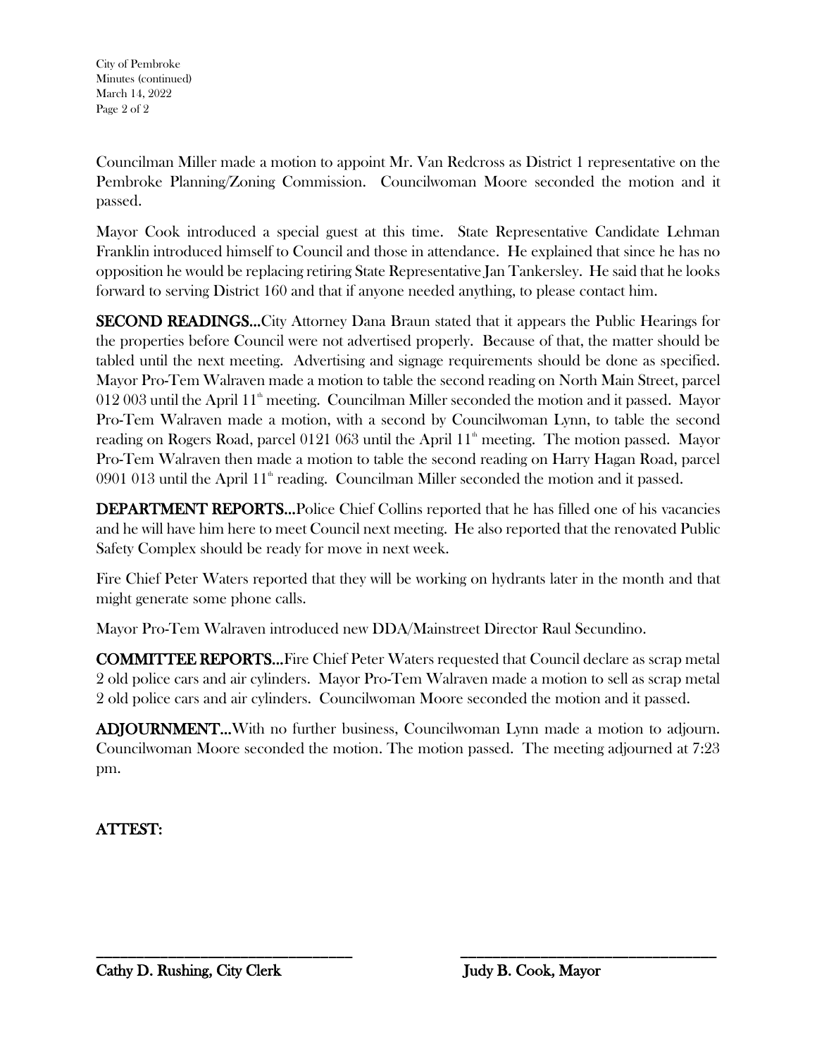Councilman Miller made a motion to appoint Mr. Van Redcross as District 1 representative on the Pembroke Planning/Zoning Commission. Councilwoman Moore seconded the motion and it passed.

Mayor Cook introduced a special guest at this time. State Representative Candidate Lehman Franklin introduced himself to Council and those in attendance. He explained that since he has no opposition he would be replacing retiring State Representative Jan Tankersley. He said that he looks forward to serving District 160 and that if anyone needed anything, to please contact him.

**SECOND READINGS…**City Attorney Dana Braun stated that it appears the Public Hearings for the properties before Council were not advertised properly. Because of that, the matter should be tabled until the next meeting. Advertising and signage requirements should be done as specified. Mayor Pro-Tem Walraven made a motion to table the second reading on North Main Street, parcel 012 003 until the April 11th meeting. Councilman Miller seconded the motion and it passed. Mayor Pro-Tem Walraven made a motion, with a second by Councilwoman Lynn, to table the second reading on Rogers Road, parcel 0121 063 until the April 11th meeting. The motion passed. Mayor Pro-Tem Walraven then made a motion to table the second reading on Harry Hagan Road, parcel 0901 013 until the April 11th reading. Councilman Miller seconded the motion and it passed.

**DEPARTMENT REPORTS…**Police Chief Collins reported that he has filled one of his vacancies and he will have him here to meet Council next meeting. He also reported that the renovated Public Safety Complex should be ready for move in next week.

Fire Chief Peter Waters reported that they will be working on hydrants later in the month and that might generate some phone calls.

Mayor Pro-Tem Walraven introduced new DDA/Mainstreet Director Raul Secundino.

**COMMITTEE REPORTS…**Fire Chief Peter Waters requested that Council declare as scrap metal 2 old police cars and air cylinders. Mayor Pro-Tem Walraven made a motion to sell as scrap metal 2 old police cars and air cylinders. Councilwoman Moore seconded the motion and it passed.

**ADJOURNMENT…**With no further business, Councilwoman Lynn made a motion to adjourn. Councilwoman Moore seconded the motion. The motion passed. The meeting adjourned at 7:23 pm.

**ATTEST:**

\_\_\_\_\_\_\_\_\_\_\_\_\_\_\_\_\_\_\_\_\_\_\_\_\_\_\_\_\_\_\_\_\_\_\_\_
**Cathy D. Rushing, City Clerk**

\_\_\_\_\_\_\_\_\_\_\_\_\_\_\_\_\_\_\_\_\_\_\_\_\_\_\_\_\_\_\_\_\_\_\_\_
**Judy B. Cook, Mayor**